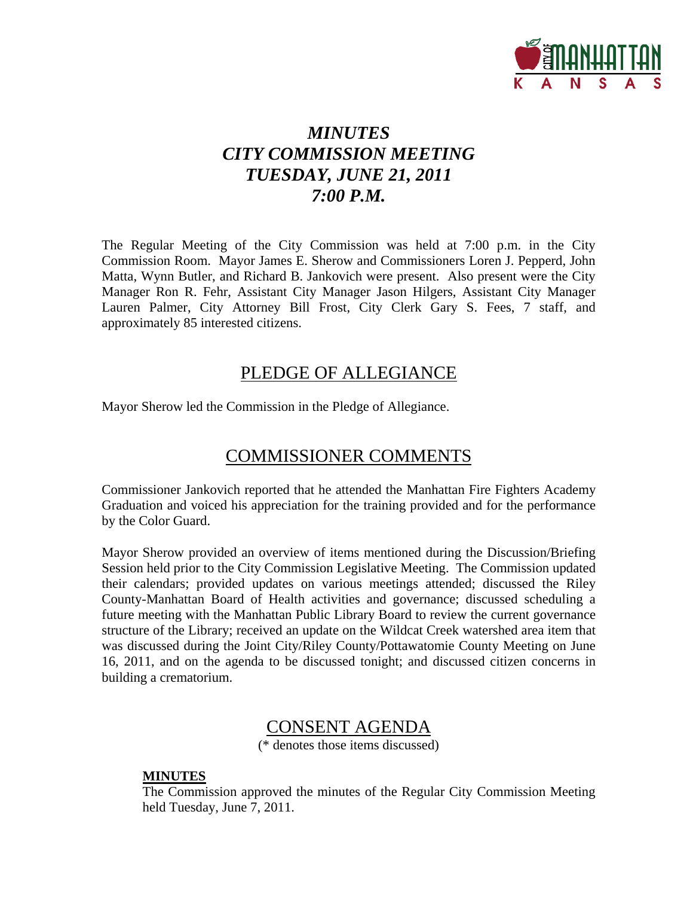# *MINUTES*
# *CITY COMMISSION MEETING*
# *TUESDAY, JUNE 21, 2011*
# *7:00 P.M.*

The Regular Meeting of the City Commission was held at 7:00 p.m. in the City Commission Room. Mayor James E. Sherow and Commissioners Loren J. Pepperd, John Matta, Wynn Butler, and Richard B. Jankovich were present. Also present were the City Manager Ron R. Fehr, Assistant City Manager Jason Hilgers, Assistant City Manager Lauren Palmer, City Attorney Bill Frost, City Clerk Gary S. Fees, 7 staff, and approximately 85 interested citizens.

## PLEDGE OF ALLEGIANCE

Mayor Sherow led the Commission in the Pledge of Allegiance.

## COMMISSIONER COMMENTS

Commissioner Jankovich reported that he attended the Manhattan Fire Fighters Academy Graduation and voiced his appreciation for the training provided and for the performance by the Color Guard.

Mayor Sherow provided an overview of items mentioned during the Discussion/Briefing Session held prior to the City Commission Legislative Meeting. The Commission updated their calendars; provided updates on various meetings attended; discussed the Riley County-Manhattan Board of Health activities and governance; discussed scheduling a future meeting with the Manhattan Public Library Board to review the current governance structure of the Library; received an update on the Wildcat Creek watershed area item that was discussed during the Joint City/Riley County/Pottawatomie County Meeting on June 16, 2011, and on the agenda to be discussed tonight; and discussed citizen concerns in building a crematorium.

## CONSENT AGENDA

(* denotes those items discussed)

### MINUTES

The Commission approved the minutes of the Regular City Commission Meeting held Tuesday, June 7, 2011.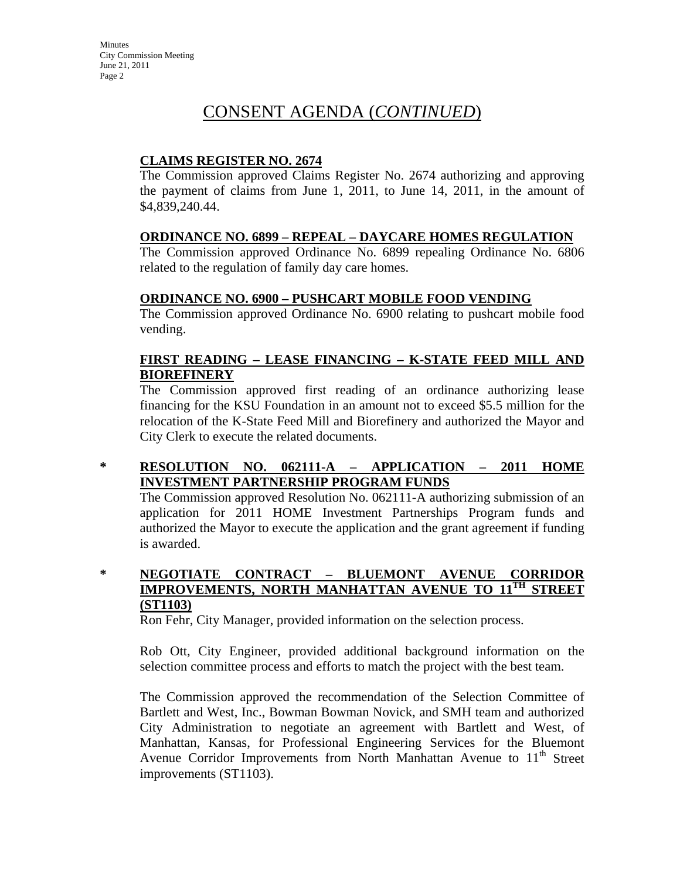# CONSENT AGENDA (*CONTINUED*)

**CLAIMS REGISTER NO. 2674**

The Commission approved Claims Register No. 2674 authorizing and approving the payment of claims from June 1, 2011, to June 14, 2011, in the amount of $4,839,240.44.

**ORDINANCE NO. 6899 – REPEAL – DAYCARE HOMES REGULATION**

The Commission approved Ordinance No. 6899 repealing Ordinance No. 6806 related to the regulation of family day care homes.

**ORDINANCE NO. 6900 – PUSHCART MOBILE FOOD VENDING**

The Commission approved Ordinance No. 6900 relating to pushcart mobile food vending.

**FIRST READING – LEASE FINANCING – K-STATE FEED MILL AND BIOREFINERY**

The Commission approved first reading of an ordinance authorizing lease financing for the KSU Foundation in an amount not to exceed $5.5 million for the relocation of the K-State Feed Mill and Biorefinery and authorized the Mayor and City Clerk to execute the related documents.

\* **RESOLUTION NO. 062111-A – APPLICATION – 2011 HOME INVESTMENT PARTNERSHIP PROGRAM FUNDS**

The Commission approved Resolution No. 062111-A authorizing submission of an application for 2011 HOME Investment Partnerships Program funds and authorized the Mayor to execute the application and the grant agreement if funding is awarded.

\* **NEGOTIATE CONTRACT – BLUEMONT AVENUE CORRIDOR IMPROVEMENTS, NORTH MANHATTAN AVENUE TO 11TH STREET (ST1103)**

Ron Fehr, City Manager, provided information on the selection process.

Rob Ott, City Engineer, provided additional background information on the selection committee process and efforts to match the project with the best team.

The Commission approved the recommendation of the Selection Committee of Bartlett and West, Inc., Bowman Bowman Novick, and SMH team and authorized City Administration to negotiate an agreement with Bartlett and West, of Manhattan, Kansas, for Professional Engineering Services for the Bluemont Avenue Corridor Improvements from North Manhattan Avenue to 11th Street improvements (ST1103).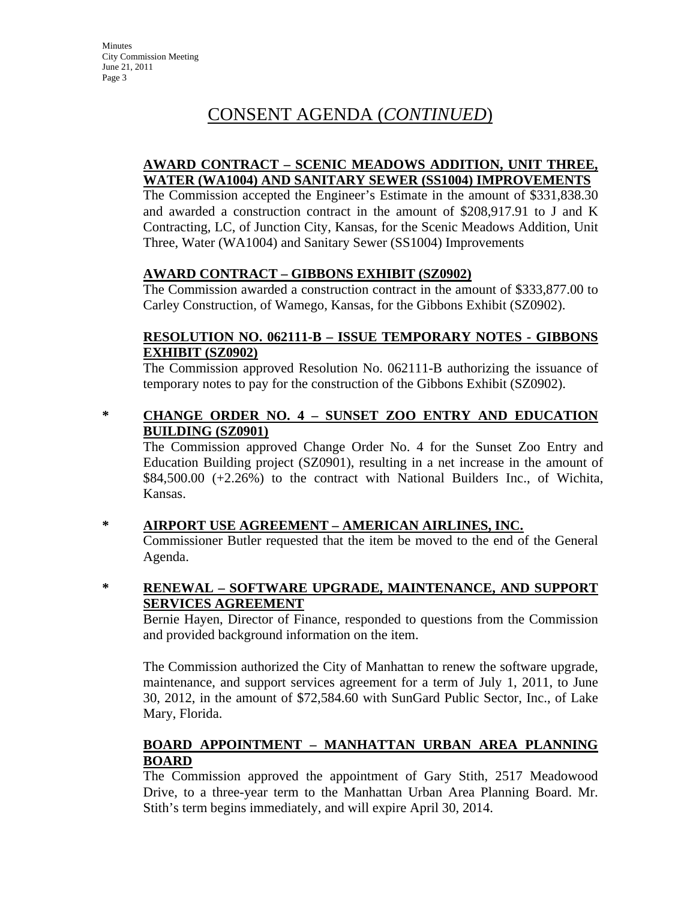# CONSENT AGENDA (*CONTINUED*)

**AWARD CONTRACT – SCENIC MEADOWS ADDITION, UNIT THREE, WATER (WA1004) AND SANITARY SEWER (SS1004) IMPROVEMENTS**

The Commission accepted the Engineer's Estimate in the amount of $331,838.30 and awarded a construction contract in the amount of $208,917.91 to J and K Contracting, LC, of Junction City, Kansas, for the Scenic Meadows Addition, Unit Three, Water (WA1004) and Sanitary Sewer (SS1004) Improvements

**AWARD CONTRACT – GIBBONS EXHIBIT (SZ0902)**

The Commission awarded a construction contract in the amount of $333,877.00 to Carley Construction, of Wamego, Kansas, for the Gibbons Exhibit (SZ0902).

**RESOLUTION NO. 062111-B – ISSUE TEMPORARY NOTES - GIBBONS EXHIBIT (SZ0902)**

The Commission approved Resolution No. 062111-B authorizing the issuance of temporary notes to pay for the construction of the Gibbons Exhibit (SZ0902).

\* **CHANGE ORDER NO. 4 – SUNSET ZOO ENTRY AND EDUCATION BUILDING (SZ0901)**

The Commission approved Change Order No. 4 for the Sunset Zoo Entry and Education Building project (SZ0901), resulting in a net increase in the amount of $84,500.00 (+2.26%) to the contract with National Builders Inc., of Wichita, Kansas.

\* **AIRPORT USE AGREEMENT – AMERICAN AIRLINES, INC.**

Commissioner Butler requested that the item be moved to the end of the General Agenda.

\* **RENEWAL – SOFTWARE UPGRADE, MAINTENANCE, AND SUPPORT SERVICES AGREEMENT**

Bernie Hayen, Director of Finance, responded to questions from the Commission and provided background information on the item.

The Commission authorized the City of Manhattan to renew the software upgrade, maintenance, and support services agreement for a term of July 1, 2011, to June 30, 2012, in the amount of $72,584.60 with SunGard Public Sector, Inc., of Lake Mary, Florida.

**BOARD APPOINTMENT – MANHATTAN URBAN AREA PLANNING BOARD**

The Commission approved the appointment of Gary Stith, 2517 Meadowood Drive, to a three-year term to the Manhattan Urban Area Planning Board. Mr. Stith's term begins immediately, and will expire April 30, 2014.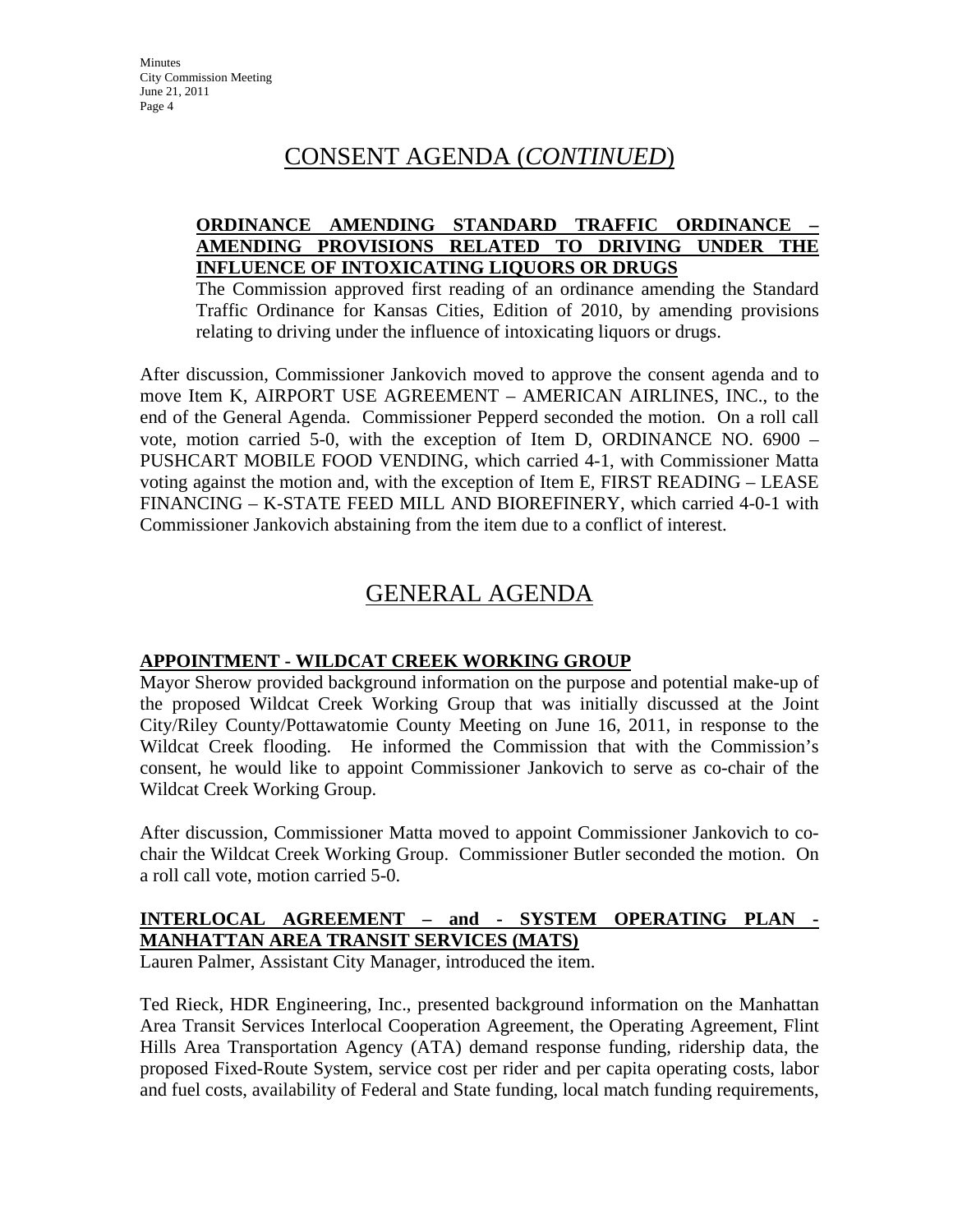## CONSENT AGENDA (*CONTINUED*)

**ORDINANCE AMENDING STANDARD TRAFFIC ORDINANCE – AMENDING PROVISIONS RELATED TO DRIVING UNDER THE INFLUENCE OF INTOXICATING LIQUORS OR DRUGS**

The Commission approved first reading of an ordinance amending the Standard Traffic Ordinance for Kansas Cities, Edition of 2010, by amending provisions relating to driving under the influence of intoxicating liquors or drugs.

After discussion, Commissioner Jankovich moved to approve the consent agenda and to move Item K, AIRPORT USE AGREEMENT – AMERICAN AIRLINES, INC., to the end of the General Agenda. Commissioner Pepperd seconded the motion. On a roll call vote, motion carried 5-0, with the exception of Item D, ORDINANCE NO. 6900 – PUSHCART MOBILE FOOD VENDING, which carried 4-1, with Commissioner Matta voting against the motion and, with the exception of Item E, FIRST READING – LEASE FINANCING – K-STATE FEED MILL AND BIOREFINERY, which carried 4-0-1 with Commissioner Jankovich abstaining from the item due to a conflict of interest.

## GENERAL AGENDA

**APPOINTMENT - WILDCAT CREEK WORKING GROUP**

Mayor Sherow provided background information on the purpose and potential make-up of the proposed Wildcat Creek Working Group that was initially discussed at the Joint City/Riley County/Pottawatomie County Meeting on June 16, 2011, in response to the Wildcat Creek flooding. He informed the Commission that with the Commission's consent, he would like to appoint Commissioner Jankovich to serve as co-chair of the Wildcat Creek Working Group.

After discussion, Commissioner Matta moved to appoint Commissioner Jankovich to co-chair the Wildcat Creek Working Group. Commissioner Butler seconded the motion. On a roll call vote, motion carried 5-0.

**INTERLOCAL AGREEMENT – and - SYSTEM OPERATING PLAN - MANHATTAN AREA TRANSIT SERVICES (MATS)**

Lauren Palmer, Assistant City Manager, introduced the item.

Ted Rieck, HDR Engineering, Inc., presented background information on the Manhattan Area Transit Services Interlocal Cooperation Agreement, the Operating Agreement, Flint Hills Area Transportation Agency (ATA) demand response funding, ridership data, the proposed Fixed-Route System, service cost per rider and per capita operating costs, labor and fuel costs, availability of Federal and State funding, local match funding requirements,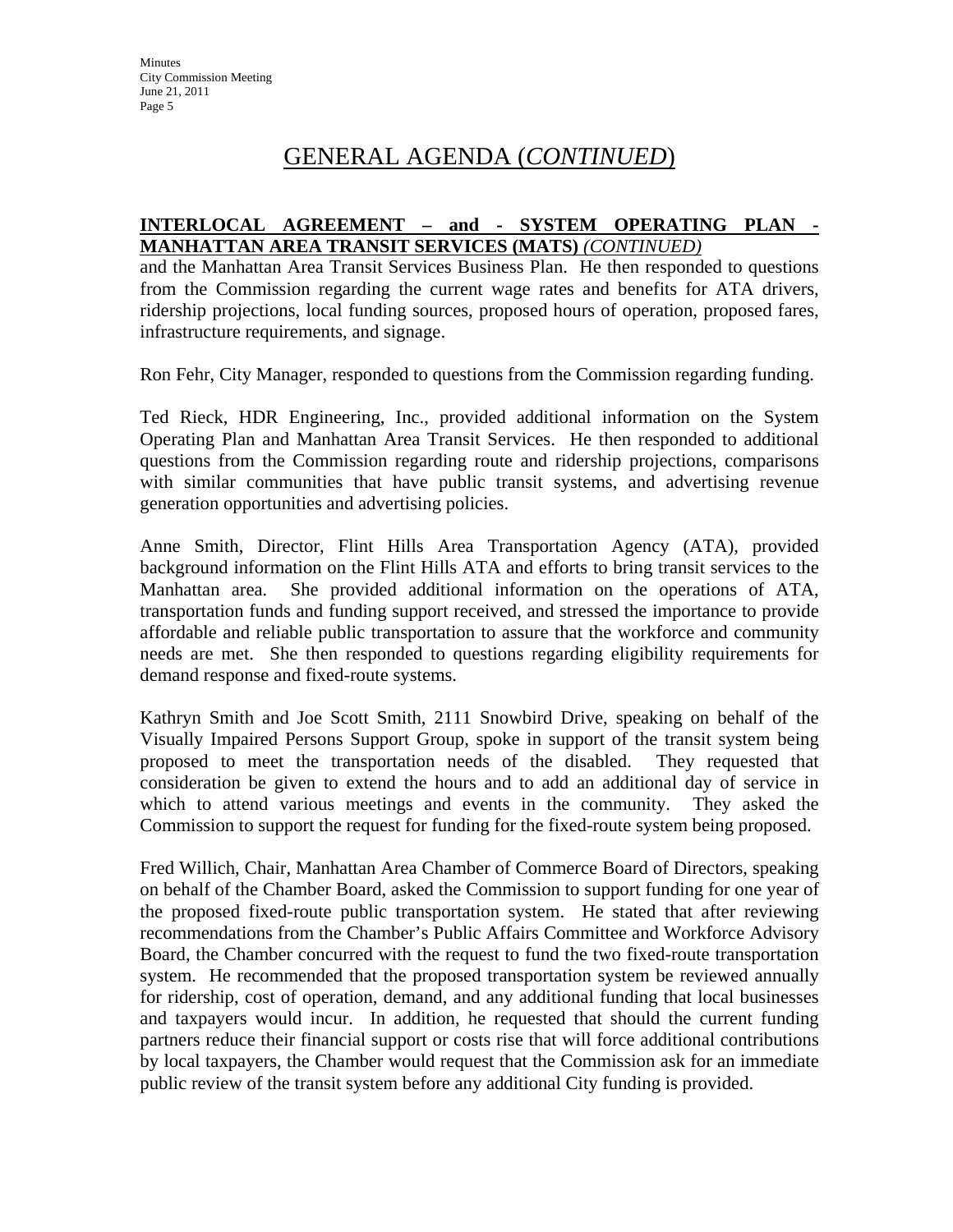# GENERAL AGENDA (*CONTINUED*)

**INTERLOCAL AGREEMENT – and - SYSTEM OPERATING PLAN - MANHATTAN AREA TRANSIT SERVICES (MATS)** *(CONTINUED)*

and the Manhattan Area Transit Services Business Plan. He then responded to questions from the Commission regarding the current wage rates and benefits for ATA drivers, ridership projections, local funding sources, proposed hours of operation, proposed fares, infrastructure requirements, and signage.

Ron Fehr, City Manager, responded to questions from the Commission regarding funding.

Ted Rieck, HDR Engineering, Inc., provided additional information on the System Operating Plan and Manhattan Area Transit Services. He then responded to additional questions from the Commission regarding route and ridership projections, comparisons with similar communities that have public transit systems, and advertising revenue generation opportunities and advertising policies.

Anne Smith, Director, Flint Hills Area Transportation Agency (ATA), provided background information on the Flint Hills ATA and efforts to bring transit services to the Manhattan area. She provided additional information on the operations of ATA, transportation funds and funding support received, and stressed the importance to provide affordable and reliable public transportation to assure that the workforce and community needs are met. She then responded to questions regarding eligibility requirements for demand response and fixed-route systems.

Kathryn Smith and Joe Scott Smith, 2111 Snowbird Drive, speaking on behalf of the Visually Impaired Persons Support Group, spoke in support of the transit system being proposed to meet the transportation needs of the disabled. They requested that consideration be given to extend the hours and to add an additional day of service in which to attend various meetings and events in the community. They asked the Commission to support the request for funding for the fixed-route system being proposed.

Fred Willich, Chair, Manhattan Area Chamber of Commerce Board of Directors, speaking on behalf of the Chamber Board, asked the Commission to support funding for one year of the proposed fixed-route public transportation system. He stated that after reviewing recommendations from the Chamber's Public Affairs Committee and Workforce Advisory Board, the Chamber concurred with the request to fund the two fixed-route transportation system. He recommended that the proposed transportation system be reviewed annually for ridership, cost of operation, demand, and any additional funding that local businesses and taxpayers would incur. In addition, he requested that should the current funding partners reduce their financial support or costs rise that will force additional contributions by local taxpayers, the Chamber would request that the Commission ask for an immediate public review of the transit system before any additional City funding is provided.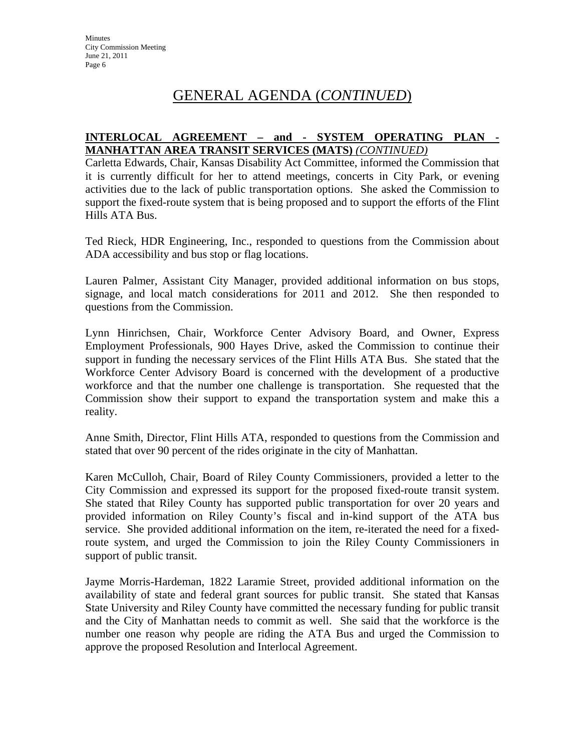# GENERAL AGENDA (*CONTINUED*)

**INTERLOCAL AGREEMENT – and - SYSTEM OPERATING PLAN - MANHATTAN AREA TRANSIT SERVICES (MATS)** *(CONTINUED)*

Carletta Edwards, Chair, Kansas Disability Act Committee, informed the Commission that it is currently difficult for her to attend meetings, concerts in City Park, or evening activities due to the lack of public transportation options. She asked the Commission to support the fixed-route system that is being proposed and to support the efforts of the Flint Hills ATA Bus.

Ted Rieck, HDR Engineering, Inc., responded to questions from the Commission about ADA accessibility and bus stop or flag locations.

Lauren Palmer, Assistant City Manager, provided additional information on bus stops, signage, and local match considerations for 2011 and 2012. She then responded to questions from the Commission.

Lynn Hinrichsen, Chair, Workforce Center Advisory Board, and Owner, Express Employment Professionals, 900 Hayes Drive, asked the Commission to continue their support in funding the necessary services of the Flint Hills ATA Bus. She stated that the Workforce Center Advisory Board is concerned with the development of a productive workforce and that the number one challenge is transportation. She requested that the Commission show their support to expand the transportation system and make this a reality.

Anne Smith, Director, Flint Hills ATA, responded to questions from the Commission and stated that over 90 percent of the rides originate in the city of Manhattan.

Karen McCulloh, Chair, Board of Riley County Commissioners, provided a letter to the City Commission and expressed its support for the proposed fixed-route transit system. She stated that Riley County has supported public transportation for over 20 years and provided information on Riley County's fiscal and in-kind support of the ATA bus service. She provided additional information on the item, re-iterated the need for a fixed-route system, and urged the Commission to join the Riley County Commissioners in support of public transit.

Jayme Morris-Hardeman, 1822 Laramie Street, provided additional information on the availability of state and federal grant sources for public transit. She stated that Kansas State University and Riley County have committed the necessary funding for public transit and the City of Manhattan needs to commit as well. She said that the workforce is the number one reason why people are riding the ATA Bus and urged the Commission to approve the proposed Resolution and Interlocal Agreement.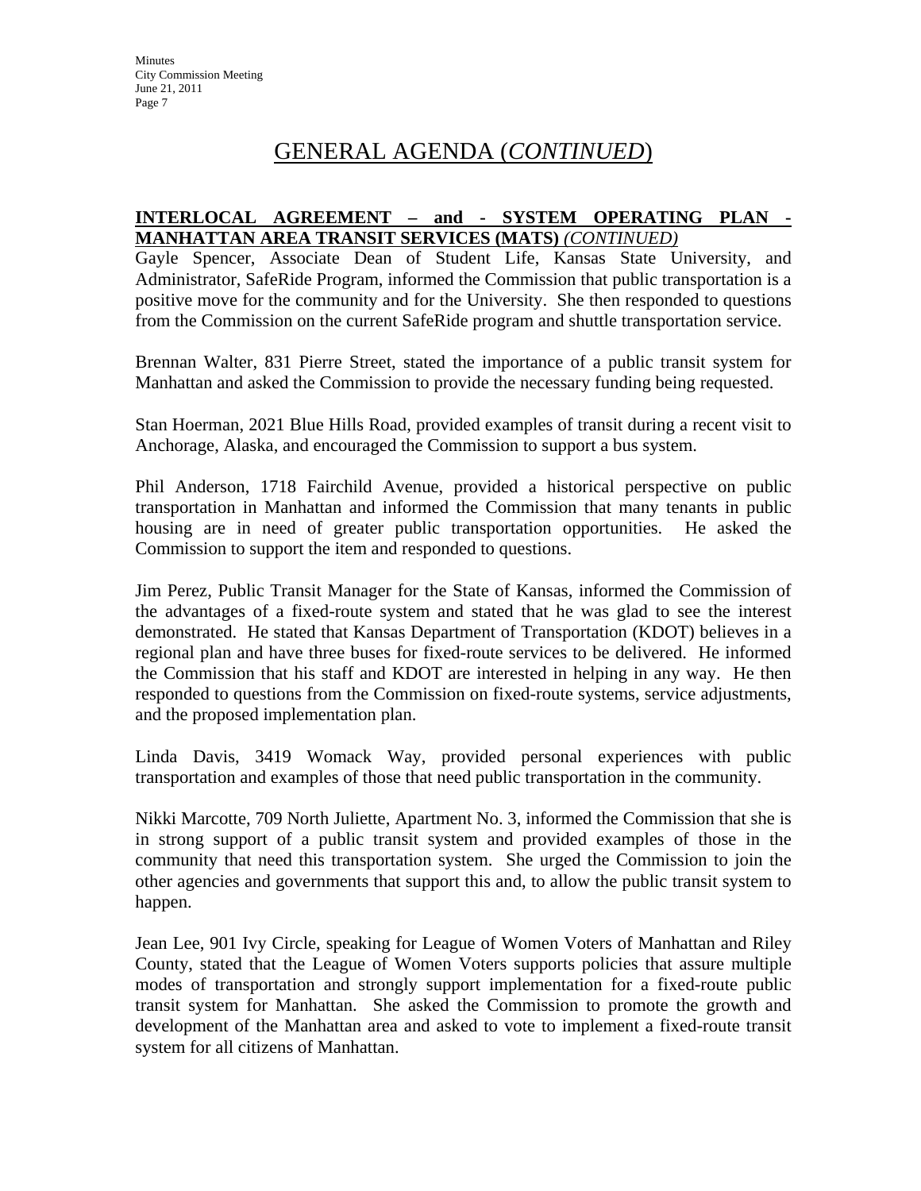# GENERAL AGENDA (*CONTINUED*)

**INTERLOCAL AGREEMENT – and - SYSTEM OPERATING PLAN - MANHATTAN AREA TRANSIT SERVICES (MATS)** ***(CONTINUED)***

Gayle Spencer, Associate Dean of Student Life, Kansas State University, and Administrator, SafeRide Program, informed the Commission that public transportation is a positive move for the community and for the University. She then responded to questions from the Commission on the current SafeRide program and shuttle transportation service.

Brennan Walter, 831 Pierre Street, stated the importance of a public transit system for Manhattan and asked the Commission to provide the necessary funding being requested.

Stan Hoerman, 2021 Blue Hills Road, provided examples of transit during a recent visit to Anchorage, Alaska, and encouraged the Commission to support a bus system.

Phil Anderson, 1718 Fairchild Avenue, provided a historical perspective on public transportation in Manhattan and informed the Commission that many tenants in public housing are in need of greater public transportation opportunities. He asked the Commission to support the item and responded to questions.

Jim Perez, Public Transit Manager for the State of Kansas, informed the Commission of the advantages of a fixed-route system and stated that he was glad to see the interest demonstrated. He stated that Kansas Department of Transportation (KDOT) believes in a regional plan and have three buses for fixed-route services to be delivered. He informed the Commission that his staff and KDOT are interested in helping in any way. He then responded to questions from the Commission on fixed-route systems, service adjustments, and the proposed implementation plan.

Linda Davis, 3419 Womack Way, provided personal experiences with public transportation and examples of those that need public transportation in the community.

Nikki Marcotte, 709 North Juliette, Apartment No. 3, informed the Commission that she is in strong support of a public transit system and provided examples of those in the community that need this transportation system. She urged the Commission to join the other agencies and governments that support this and, to allow the public transit system to happen.

Jean Lee, 901 Ivy Circle, speaking for League of Women Voters of Manhattan and Riley County, stated that the League of Women Voters supports policies that assure multiple modes of transportation and strongly support implementation for a fixed-route public transit system for Manhattan. She asked the Commission to promote the growth and development of the Manhattan area and asked to vote to implement a fixed-route transit system for all citizens of Manhattan.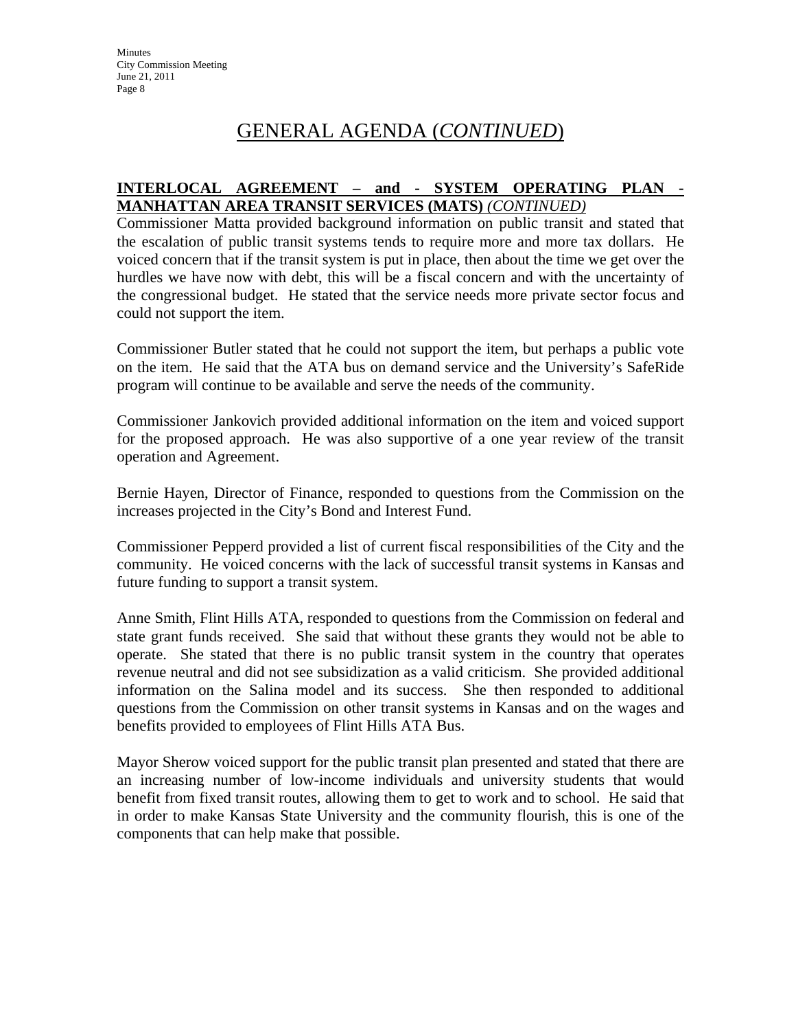# GENERAL AGENDA (*CONTINUED*)

**INTERLOCAL AGREEMENT – and - SYSTEM OPERATING PLAN - MANHATTAN AREA TRANSIT SERVICES (MATS)** ***(CONTINUED)***

Commissioner Matta provided background information on public transit and stated that the escalation of public transit systems tends to require more and more tax dollars. He voiced concern that if the transit system is put in place, then about the time we get over the hurdles we have now with debt, this will be a fiscal concern and with the uncertainty of the congressional budget. He stated that the service needs more private sector focus and could not support the item.

Commissioner Butler stated that he could not support the item, but perhaps a public vote on the item. He said that the ATA bus on demand service and the University's SafeRide program will continue to be available and serve the needs of the community.

Commissioner Jankovich provided additional information on the item and voiced support for the proposed approach. He was also supportive of a one year review of the transit operation and Agreement.

Bernie Hayen, Director of Finance, responded to questions from the Commission on the increases projected in the City's Bond and Interest Fund.

Commissioner Pepperd provided a list of current fiscal responsibilities of the City and the community. He voiced concerns with the lack of successful transit systems in Kansas and future funding to support a transit system.

Anne Smith, Flint Hills ATA, responded to questions from the Commission on federal and state grant funds received. She said that without these grants they would not be able to operate. She stated that there is no public transit system in the country that operates revenue neutral and did not see subsidization as a valid criticism. She provided additional information on the Salina model and its success. She then responded to additional questions from the Commission on other transit systems in Kansas and on the wages and benefits provided to employees of Flint Hills ATA Bus.

Mayor Sherow voiced support for the public transit plan presented and stated that there are an increasing number of low-income individuals and university students that would benefit from fixed transit routes, allowing them to get to work and to school. He said that in order to make Kansas State University and the community flourish, this is one of the components that can help make that possible.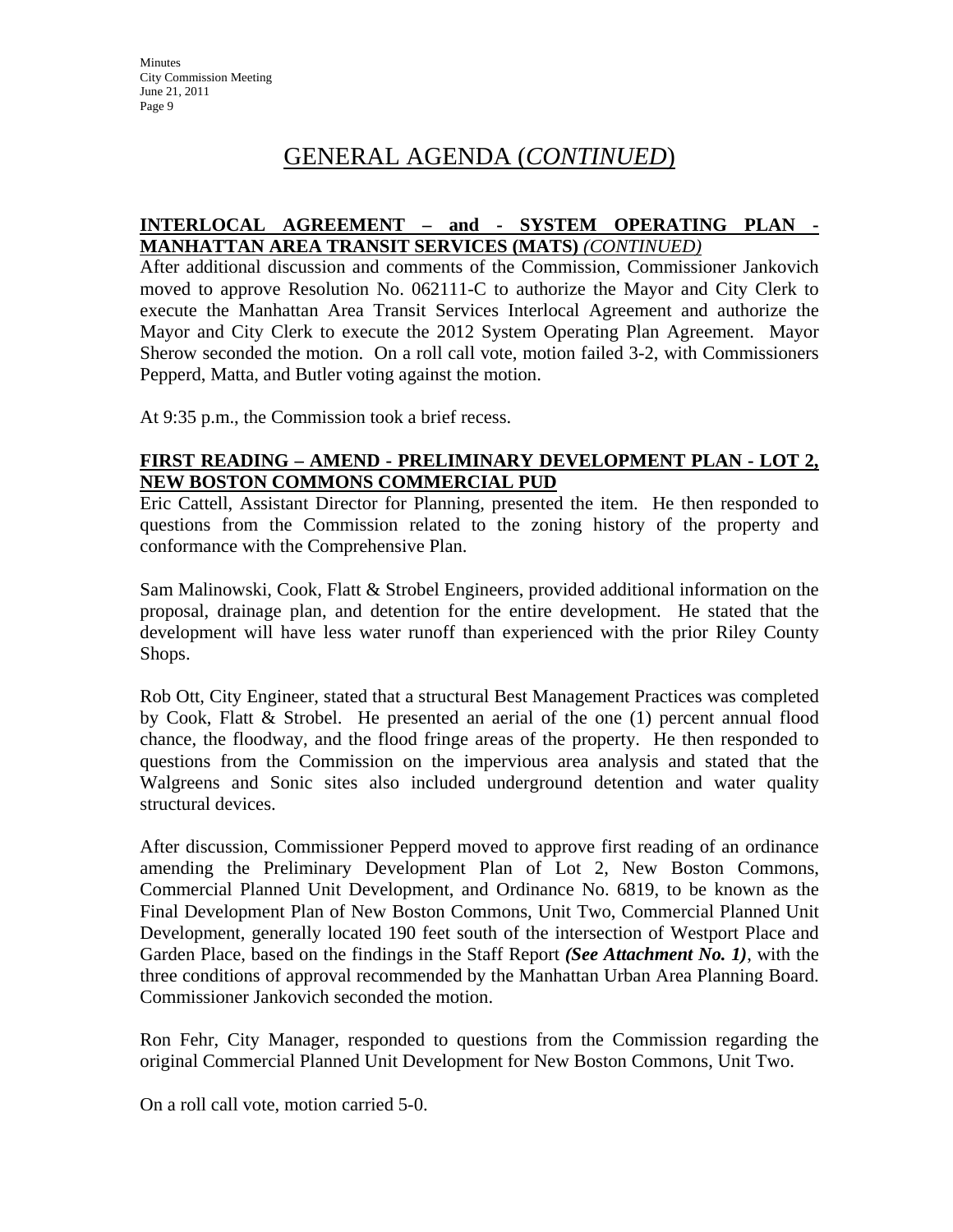## GENERAL AGENDA (*CONTINUED*)

**INTERLOCAL AGREEMENT – and - SYSTEM OPERATING PLAN - MANHATTAN AREA TRANSIT SERVICES (MATS)** *(CONTINUED)*

After additional discussion and comments of the Commission, Commissioner Jankovich moved to approve Resolution No. 062111-C to authorize the Mayor and City Clerk to execute the Manhattan Area Transit Services Interlocal Agreement and authorize the Mayor and City Clerk to execute the 2012 System Operating Plan Agreement. Mayor Sherow seconded the motion. On a roll call vote, motion failed 3-2, with Commissioners Pepperd, Matta, and Butler voting against the motion.

At 9:35 p.m., the Commission took a brief recess.

**FIRST READING – AMEND - PRELIMINARY DEVELOPMENT PLAN - LOT 2, NEW BOSTON COMMONS COMMERCIAL PUD**

Eric Cattell, Assistant Director for Planning, presented the item. He then responded to questions from the Commission related to the zoning history of the property and conformance with the Comprehensive Plan.

Sam Malinowski, Cook, Flatt & Strobel Engineers, provided additional information on the proposal, drainage plan, and detention for the entire development. He stated that the development will have less water runoff than experienced with the prior Riley County Shops.

Rob Ott, City Engineer, stated that a structural Best Management Practices was completed by Cook, Flatt & Strobel. He presented an aerial of the one (1) percent annual flood chance, the floodway, and the flood fringe areas of the property. He then responded to questions from the Commission on the impervious area analysis and stated that the Walgreens and Sonic sites also included underground detention and water quality structural devices.

After discussion, Commissioner Pepperd moved to approve first reading of an ordinance amending the Preliminary Development Plan of Lot 2, New Boston Commons, Commercial Planned Unit Development, and Ordinance No. 6819, to be known as the Final Development Plan of New Boston Commons, Unit Two, Commercial Planned Unit Development, generally located 190 feet south of the intersection of Westport Place and Garden Place, based on the findings in the Staff Report ***(See Attachment No. 1)***, with the three conditions of approval recommended by the Manhattan Urban Area Planning Board. Commissioner Jankovich seconded the motion.

Ron Fehr, City Manager, responded to questions from the Commission regarding the original Commercial Planned Unit Development for New Boston Commons, Unit Two.

On a roll call vote, motion carried 5-0.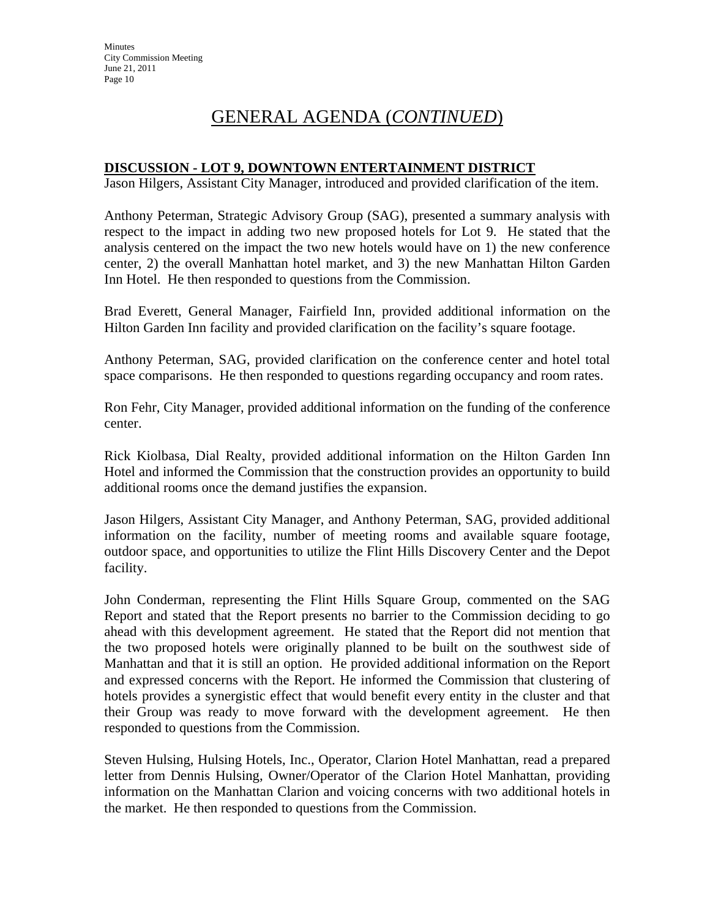# GENERAL AGENDA (*CONTINUED*)

**DISCUSSION - LOT 9, DOWNTOWN ENTERTAINMENT DISTRICT**

Jason Hilgers, Assistant City Manager, introduced and provided clarification of the item.

Anthony Peterman, Strategic Advisory Group (SAG), presented a summary analysis with respect to the impact in adding two new proposed hotels for Lot 9. He stated that the analysis centered on the impact the two new hotels would have on 1) the new conference center, 2) the overall Manhattan hotel market, and 3) the new Manhattan Hilton Garden Inn Hotel. He then responded to questions from the Commission.

Brad Everett, General Manager, Fairfield Inn, provided additional information on the Hilton Garden Inn facility and provided clarification on the facility's square footage.

Anthony Peterman, SAG, provided clarification on the conference center and hotel total space comparisons. He then responded to questions regarding occupancy and room rates.

Ron Fehr, City Manager, provided additional information on the funding of the conference center.

Rick Kiolbasa, Dial Realty, provided additional information on the Hilton Garden Inn Hotel and informed the Commission that the construction provides an opportunity to build additional rooms once the demand justifies the expansion.

Jason Hilgers, Assistant City Manager, and Anthony Peterman, SAG, provided additional information on the facility, number of meeting rooms and available square footage, outdoor space, and opportunities to utilize the Flint Hills Discovery Center and the Depot facility.

John Conderman, representing the Flint Hills Square Group, commented on the SAG Report and stated that the Report presents no barrier to the Commission deciding to go ahead with this development agreement. He stated that the Report did not mention that the two proposed hotels were originally planned to be built on the southwest side of Manhattan and that it is still an option. He provided additional information on the Report and expressed concerns with the Report. He informed the Commission that clustering of hotels provides a synergistic effect that would benefit every entity in the cluster and that their Group was ready to move forward with the development agreement. He then responded to questions from the Commission.

Steven Hulsing, Hulsing Hotels, Inc., Operator, Clarion Hotel Manhattan, read a prepared letter from Dennis Hulsing, Owner/Operator of the Clarion Hotel Manhattan, providing information on the Manhattan Clarion and voicing concerns with two additional hotels in the market. He then responded to questions from the Commission.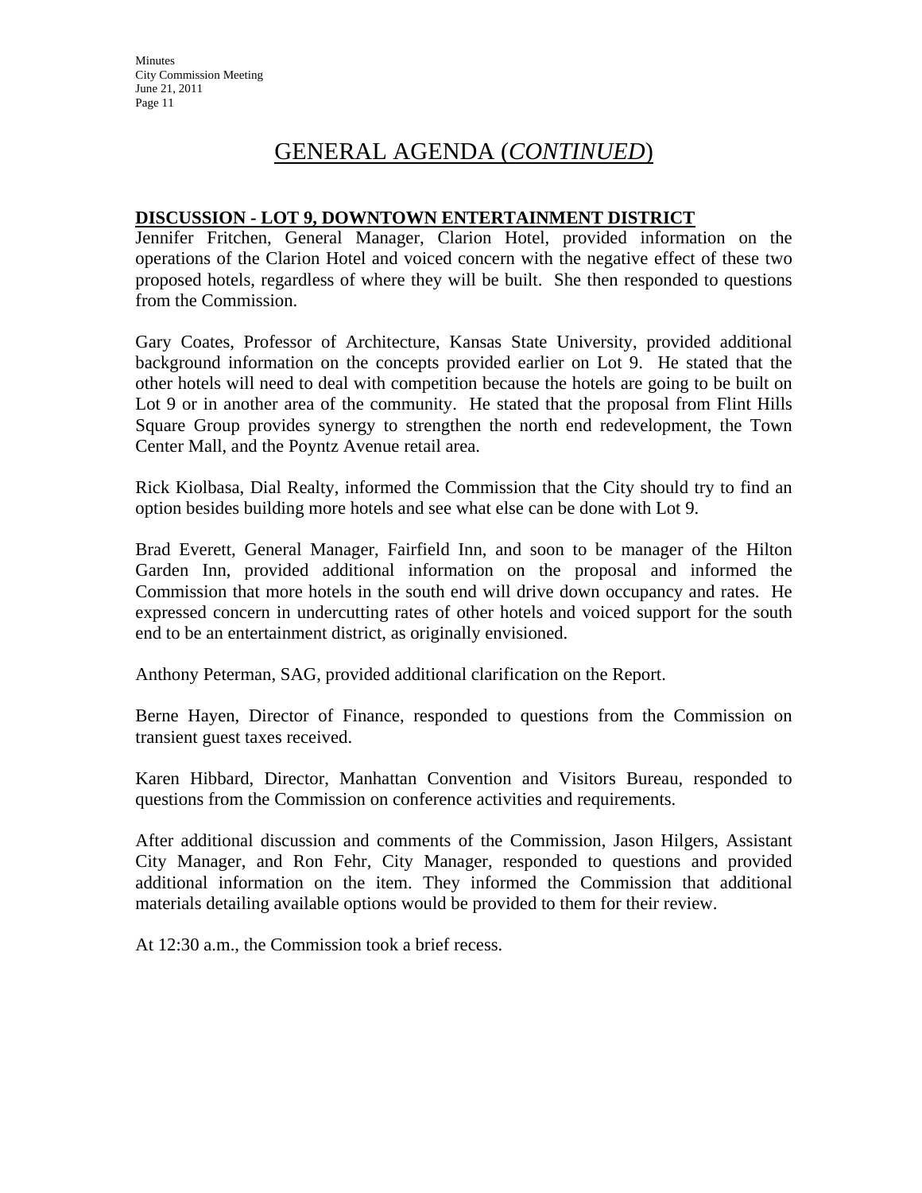# GENERAL AGENDA (*CONTINUED*)

**DISCUSSION - LOT 9, DOWNTOWN ENTERTAINMENT DISTRICT**

Jennifer Fritchen, General Manager, Clarion Hotel, provided information on the operations of the Clarion Hotel and voiced concern with the negative effect of these two proposed hotels, regardless of where they will be built. She then responded to questions from the Commission.

Gary Coates, Professor of Architecture, Kansas State University, provided additional background information on the concepts provided earlier on Lot 9. He stated that the other hotels will need to deal with competition because the hotels are going to be built on Lot 9 or in another area of the community. He stated that the proposal from Flint Hills Square Group provides synergy to strengthen the north end redevelopment, the Town Center Mall, and the Poyntz Avenue retail area.

Rick Kiolbasa, Dial Realty, informed the Commission that the City should try to find an option besides building more hotels and see what else can be done with Lot 9.

Brad Everett, General Manager, Fairfield Inn, and soon to be manager of the Hilton Garden Inn, provided additional information on the proposal and informed the Commission that more hotels in the south end will drive down occupancy and rates. He expressed concern in undercutting rates of other hotels and voiced support for the south end to be an entertainment district, as originally envisioned.

Anthony Peterman, SAG, provided additional clarification on the Report.

Berne Hayen, Director of Finance, responded to questions from the Commission on transient guest taxes received.

Karen Hibbard, Director, Manhattan Convention and Visitors Bureau, responded to questions from the Commission on conference activities and requirements.

After additional discussion and comments of the Commission, Jason Hilgers, Assistant City Manager, and Ron Fehr, City Manager, responded to questions and provided additional information on the item. They informed the Commission that additional materials detailing available options would be provided to them for their review.

At 12:30 a.m., the Commission took a brief recess.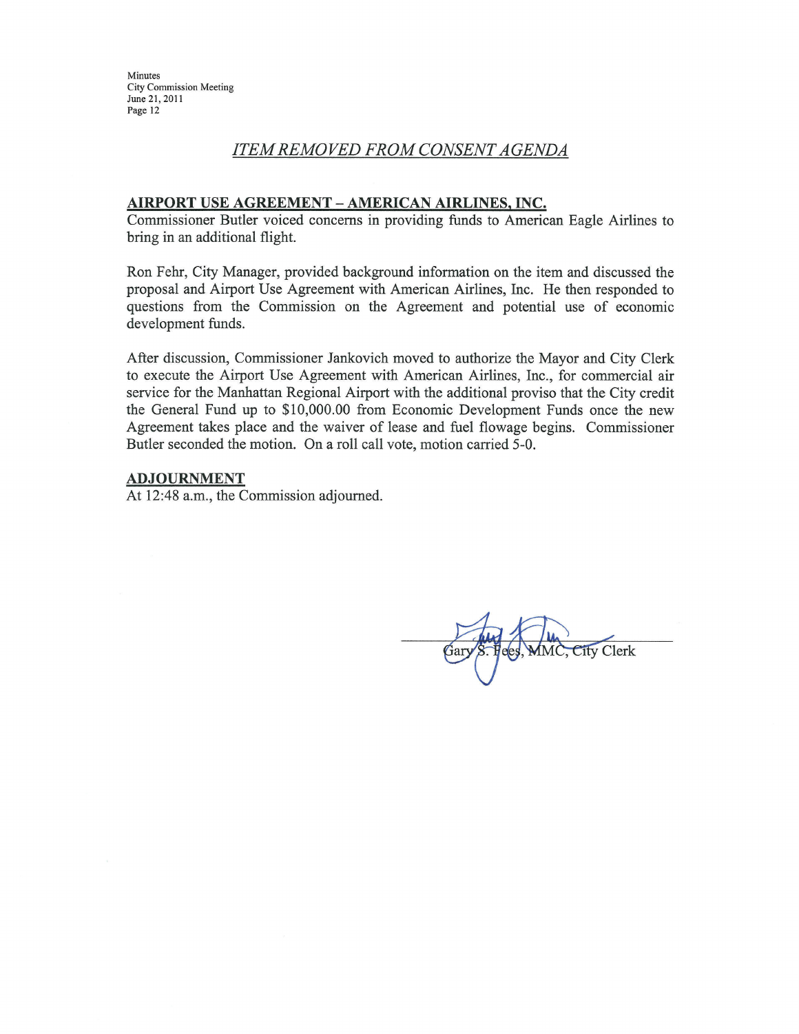## *ITEM REMOVED FROM CONSENT AGENDA*

**AIRPORT USE AGREEMENT – AMERICAN AIRLINES, INC.**

Commissioner Butler voiced concerns in providing funds to American Eagle Airlines to bring in an additional flight.

Ron Fehr, City Manager, provided background information on the item and discussed the proposal and Airport Use Agreement with American Airlines, Inc. He then responded to questions from the Commission on the Agreement and potential use of economic development funds.

After discussion, Commissioner Jankovich moved to authorize the Mayor and City Clerk to execute the Airport Use Agreement with American Airlines, Inc., for commercial air service for the Manhattan Regional Airport with the additional proviso that the City credit the General Fund up to $10,000.00 from Economic Development Funds once the new Agreement takes place and the waiver of lease and fuel flowage begins. Commissioner Butler seconded the motion. On a roll call vote, motion carried 5-0.

**ADJOURNMENT**

At 12:48 a.m., the Commission adjourned.

Gary S. Fees, MMC, City Clerk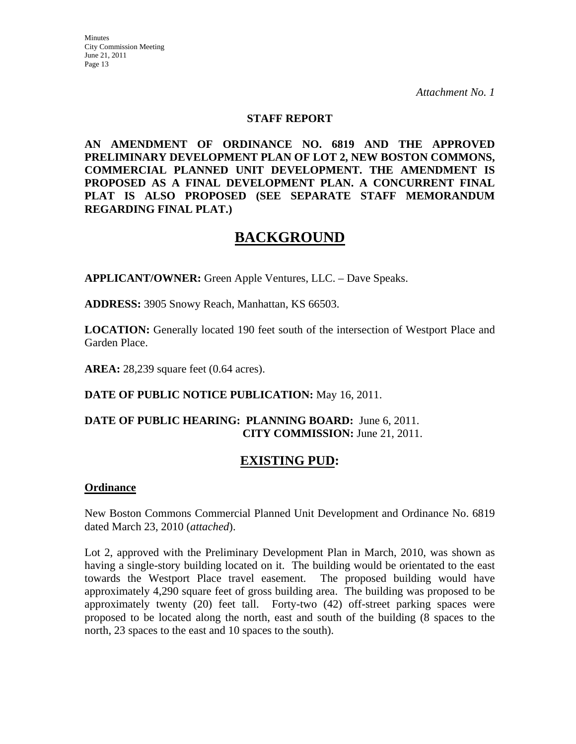*Attachment No. 1*

**STAFF REPORT**

**AN AMENDMENT OF ORDINANCE NO. 6819 AND THE APPROVED PRELIMINARY DEVELOPMENT PLAN OF LOT 2, NEW BOSTON COMMONS, COMMERCIAL PLANNED UNIT DEVELOPMENT. THE AMENDMENT IS PROPOSED AS A FINAL DEVELOPMENT PLAN. A CONCURRENT FINAL PLAT IS ALSO PROPOSED (SEE SEPARATE STAFF MEMORANDUM REGARDING FINAL PLAT.)**

# BACKGROUND

**APPLICANT/OWNER:** Green Apple Ventures, LLC. – Dave Speaks.

**ADDRESS:** 3905 Snowy Reach, Manhattan, KS 66503.

**LOCATION:** Generally located 190 feet south of the intersection of Westport Place and Garden Place.

**AREA:** 28,239 square feet (0.64 acres).

**DATE OF PUBLIC NOTICE PUBLICATION:** May 16, 2011.

**DATE OF PUBLIC HEARING: PLANNING BOARD:** June 6, 2011.
**CITY COMMISSION:** June 21, 2011.

## EXISTING PUD:

### Ordinance

New Boston Commons Commercial Planned Unit Development and Ordinance No. 6819 dated March 23, 2010 (*attached*).

Lot 2, approved with the Preliminary Development Plan in March, 2010, was shown as having a single-story building located on it. The building would be orientated to the east towards the Westport Place travel easement. The proposed building would have approximately 4,290 square feet of gross building area. The building was proposed to be approximately twenty (20) feet tall. Forty-two (42) off-street parking spaces were proposed to be located along the north, east and south of the building (8 spaces to the north, 23 spaces to the east and 10 spaces to the south).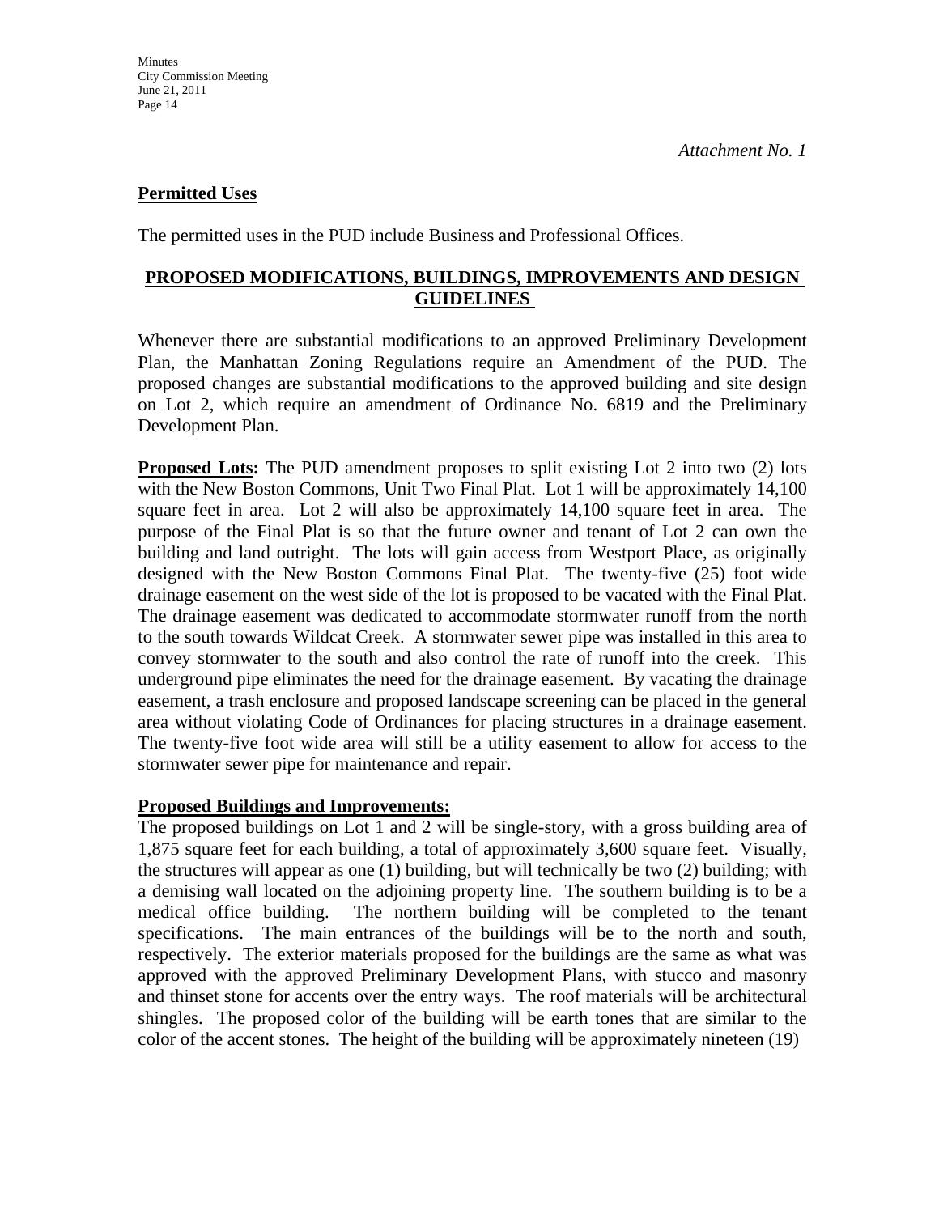*Attachment No. 1*

**Permitted Uses**

The permitted uses in the PUD include Business and Professional Offices.

**PROPOSED MODIFICATIONS, BUILDINGS, IMPROVEMENTS AND DESIGN GUIDELINES**

Whenever there are substantial modifications to an approved Preliminary Development Plan, the Manhattan Zoning Regulations require an Amendment of the PUD. The proposed changes are substantial modifications to the approved building and site design on Lot 2, which require an amendment of Ordinance No. 6819 and the Preliminary Development Plan.

**Proposed Lots:** The PUD amendment proposes to split existing Lot 2 into two (2) lots with the New Boston Commons, Unit Two Final Plat. Lot 1 will be approximately 14,100 square feet in area. Lot 2 will also be approximately 14,100 square feet in area. The purpose of the Final Plat is so that the future owner and tenant of Lot 2 can own the building and land outright. The lots will gain access from Westport Place, as originally designed with the New Boston Commons Final Plat. The twenty-five (25) foot wide drainage easement on the west side of the lot is proposed to be vacated with the Final Plat. The drainage easement was dedicated to accommodate stormwater runoff from the north to the south towards Wildcat Creek. A stormwater sewer pipe was installed in this area to convey stormwater to the south and also control the rate of runoff into the creek. This underground pipe eliminates the need for the drainage easement. By vacating the drainage easement, a trash enclosure and proposed landscape screening can be placed in the general area without violating Code of Ordinances for placing structures in a drainage easement. The twenty-five foot wide area will still be a utility easement to allow for access to the stormwater sewer pipe for maintenance and repair.

**Proposed Buildings and Improvements:**
The proposed buildings on Lot 1 and 2 will be single-story, with a gross building area of 1,875 square feet for each building, a total of approximately 3,600 square feet. Visually, the structures will appear as one (1) building, but will technically be two (2) building; with a demising wall located on the adjoining property line. The southern building is to be a medical office building. The northern building will be completed to the tenant specifications. The main entrances of the buildings will be to the north and south, respectively. The exterior materials proposed for the buildings are the same as what was approved with the approved Preliminary Development Plans, with stucco and masonry and thinset stone for accents over the entry ways. The roof materials will be architectural shingles. The proposed color of the building will be earth tones that are similar to the color of the accent stones. The height of the building will be approximately nineteen (19)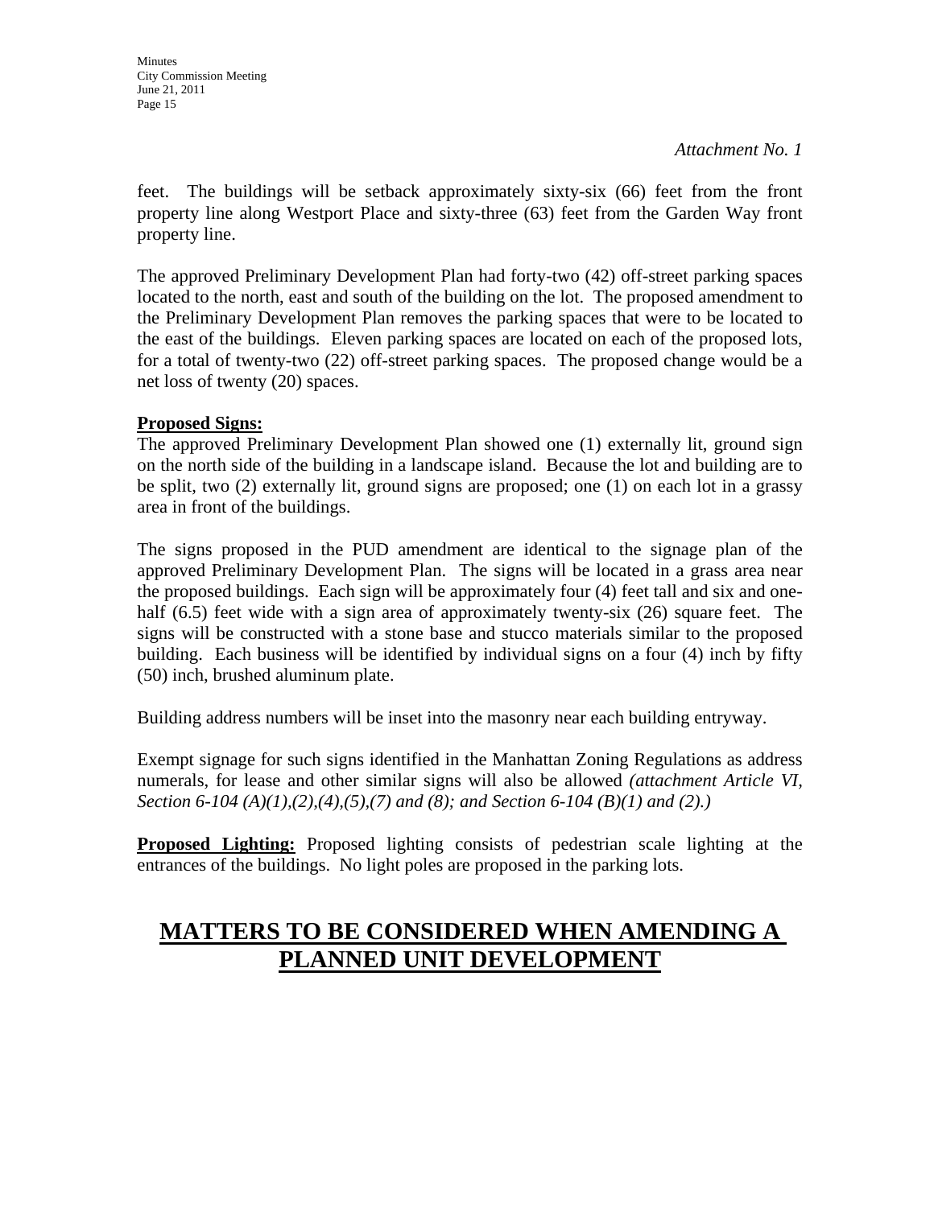*Attachment No. 1*

feet. The buildings will be setback approximately sixty-six (66) feet from the front property line along Westport Place and sixty-three (63) feet from the Garden Way front property line.

The approved Preliminary Development Plan had forty-two (42) off-street parking spaces located to the north, east and south of the building on the lot. The proposed amendment to the Preliminary Development Plan removes the parking spaces that were to be located to the east of the buildings. Eleven parking spaces are located on each of the proposed lots, for a total of twenty-two (22) off-street parking spaces. The proposed change would be a net loss of twenty (20) spaces.

**Proposed Signs:**

The approved Preliminary Development Plan showed one (1) externally lit, ground sign on the north side of the building in a landscape island. Because the lot and building are to be split, two (2) externally lit, ground signs are proposed; one (1) on each lot in a grassy area in front of the buildings.

The signs proposed in the PUD amendment are identical to the signage plan of the approved Preliminary Development Plan. The signs will be located in a grass area near the proposed buildings. Each sign will be approximately four (4) feet tall and six and one-half (6.5) feet wide with a sign area of approximately twenty-six (26) square feet. The signs will be constructed with a stone base and stucco materials similar to the proposed building. Each business will be identified by individual signs on a four (4) inch by fifty (50) inch, brushed aluminum plate.

Building address numbers will be inset into the masonry near each building entryway.

Exempt signage for such signs identified in the Manhattan Zoning Regulations as address numerals, for lease and other similar signs will also be allowed *(attachment Article VI, Section 6-104 (A)(1),(2),(4),(5),(7) and (8); and Section 6-104 (B)(1) and (2).)*

**Proposed Lighting:** Proposed lighting consists of pedestrian scale lighting at the entrances of the buildings. No light poles are proposed in the parking lots.

## MATTERS TO BE CONSIDERED WHEN AMENDING A PLANNED UNIT DEVELOPMENT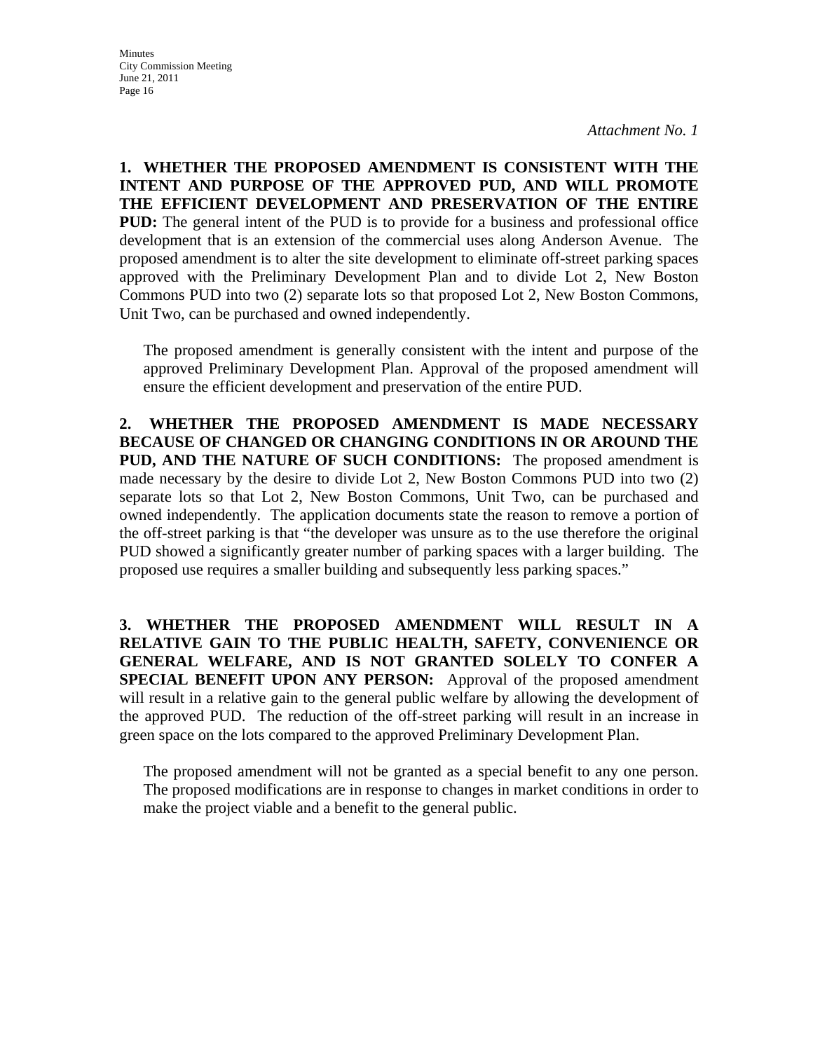*Attachment No. 1*

**1. WHETHER THE PROPOSED AMENDMENT IS CONSISTENT WITH THE INTENT AND PURPOSE OF THE APPROVED PUD, AND WILL PROMOTE THE EFFICIENT DEVELOPMENT AND PRESERVATION OF THE ENTIRE PUD:** The general intent of the PUD is to provide for a business and professional office development that is an extension of the commercial uses along Anderson Avenue. The proposed amendment is to alter the site development to eliminate off-street parking spaces approved with the Preliminary Development Plan and to divide Lot 2, New Boston Commons PUD into two (2) separate lots so that proposed Lot 2, New Boston Commons, Unit Two, can be purchased and owned independently.

The proposed amendment is generally consistent with the intent and purpose of the approved Preliminary Development Plan. Approval of the proposed amendment will ensure the efficient development and preservation of the entire PUD.

**2. WHETHER THE PROPOSED AMENDMENT IS MADE NECESSARY BECAUSE OF CHANGED OR CHANGING CONDITIONS IN OR AROUND THE PUD, AND THE NATURE OF SUCH CONDITIONS:** The proposed amendment is made necessary by the desire to divide Lot 2, New Boston Commons PUD into two (2) separate lots so that Lot 2, New Boston Commons, Unit Two, can be purchased and owned independently. The application documents state the reason to remove a portion of the off-street parking is that "the developer was unsure as to the use therefore the original PUD showed a significantly greater number of parking spaces with a larger building. The proposed use requires a smaller building and subsequently less parking spaces."

**3. WHETHER THE PROPOSED AMENDMENT WILL RESULT IN A RELATIVE GAIN TO THE PUBLIC HEALTH, SAFETY, CONVENIENCE OR GENERAL WELFARE, AND IS NOT GRANTED SOLELY TO CONFER A SPECIAL BENEFIT UPON ANY PERSON:** Approval of the proposed amendment will result in a relative gain to the general public welfare by allowing the development of the approved PUD. The reduction of the off-street parking will result in an increase in green space on the lots compared to the approved Preliminary Development Plan.

The proposed amendment will not be granted as a special benefit to any one person. The proposed modifications are in response to changes in market conditions in order to make the project viable and a benefit to the general public.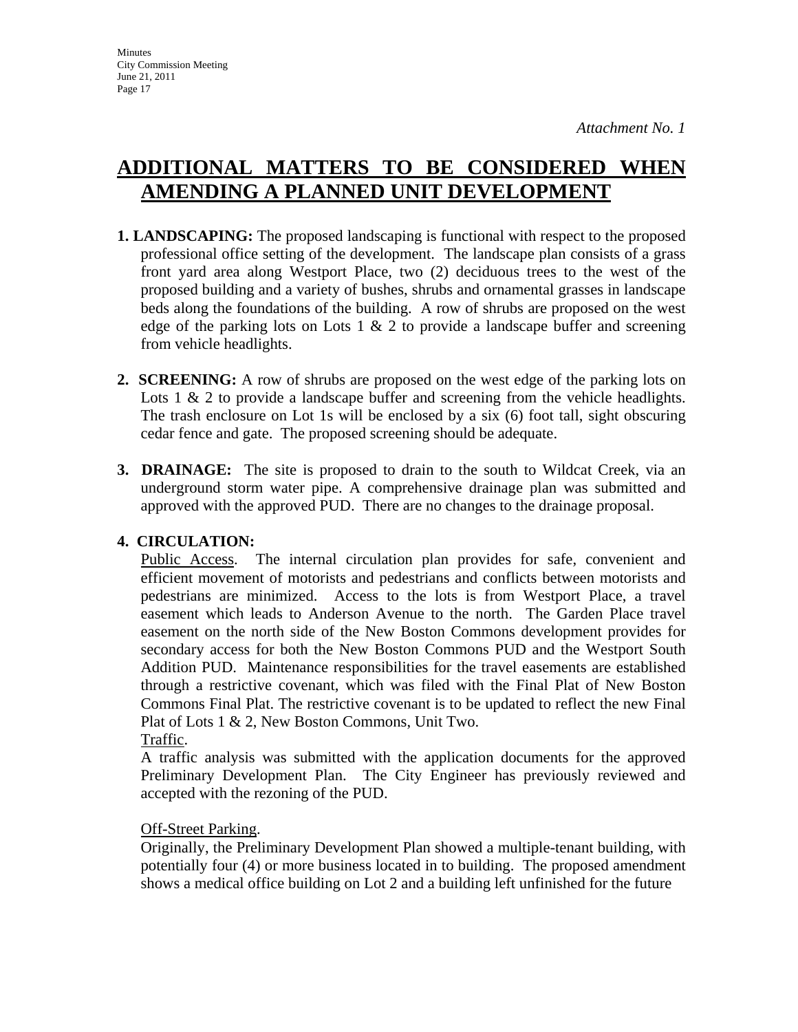*Attachment No. 1*

# ADDITIONAL MATTERS TO BE CONSIDERED WHEN AMENDING A PLANNED UNIT DEVELOPMENT

**1. LANDSCAPING:** The proposed landscaping is functional with respect to the proposed professional office setting of the development. The landscape plan consists of a grass front yard area along Westport Place, two (2) deciduous trees to the west of the proposed building and a variety of bushes, shrubs and ornamental grasses in landscape beds along the foundations of the building. A row of shrubs are proposed on the west edge of the parking lots on Lots 1 & 2 to provide a landscape buffer and screening from vehicle headlights.

**2. SCREENING:** A row of shrubs are proposed on the west edge of the parking lots on Lots 1 & 2 to provide a landscape buffer and screening from the vehicle headlights. The trash enclosure on Lot 1s will be enclosed by a six (6) foot tall, sight obscuring cedar fence and gate. The proposed screening should be adequate.

**3. DRAINAGE:** The site is proposed to drain to the south to Wildcat Creek, via an underground storm water pipe. A comprehensive drainage plan was submitted and approved with the approved PUD. There are no changes to the drainage proposal.

**4. CIRCULATION:**

Public Access. The internal circulation plan provides for safe, convenient and efficient movement of motorists and pedestrians and conflicts between motorists and pedestrians are minimized. Access to the lots is from Westport Place, a travel easement which leads to Anderson Avenue to the north. The Garden Place travel easement on the north side of the New Boston Commons development provides for secondary access for both the New Boston Commons PUD and the Westport South Addition PUD. Maintenance responsibilities for the travel easements are established through a restrictive covenant, which was filed with the Final Plat of New Boston Commons Final Plat. The restrictive covenant is to be updated to reflect the new Final Plat of Lots 1 & 2, New Boston Commons, Unit Two.

Traffic.

A traffic analysis was submitted with the application documents for the approved Preliminary Development Plan. The City Engineer has previously reviewed and accepted with the rezoning of the PUD.

Off-Street Parking.

Originally, the Preliminary Development Plan showed a multiple-tenant building, with potentially four (4) or more business located in to building. The proposed amendment shows a medical office building on Lot 2 and a building left unfinished for the future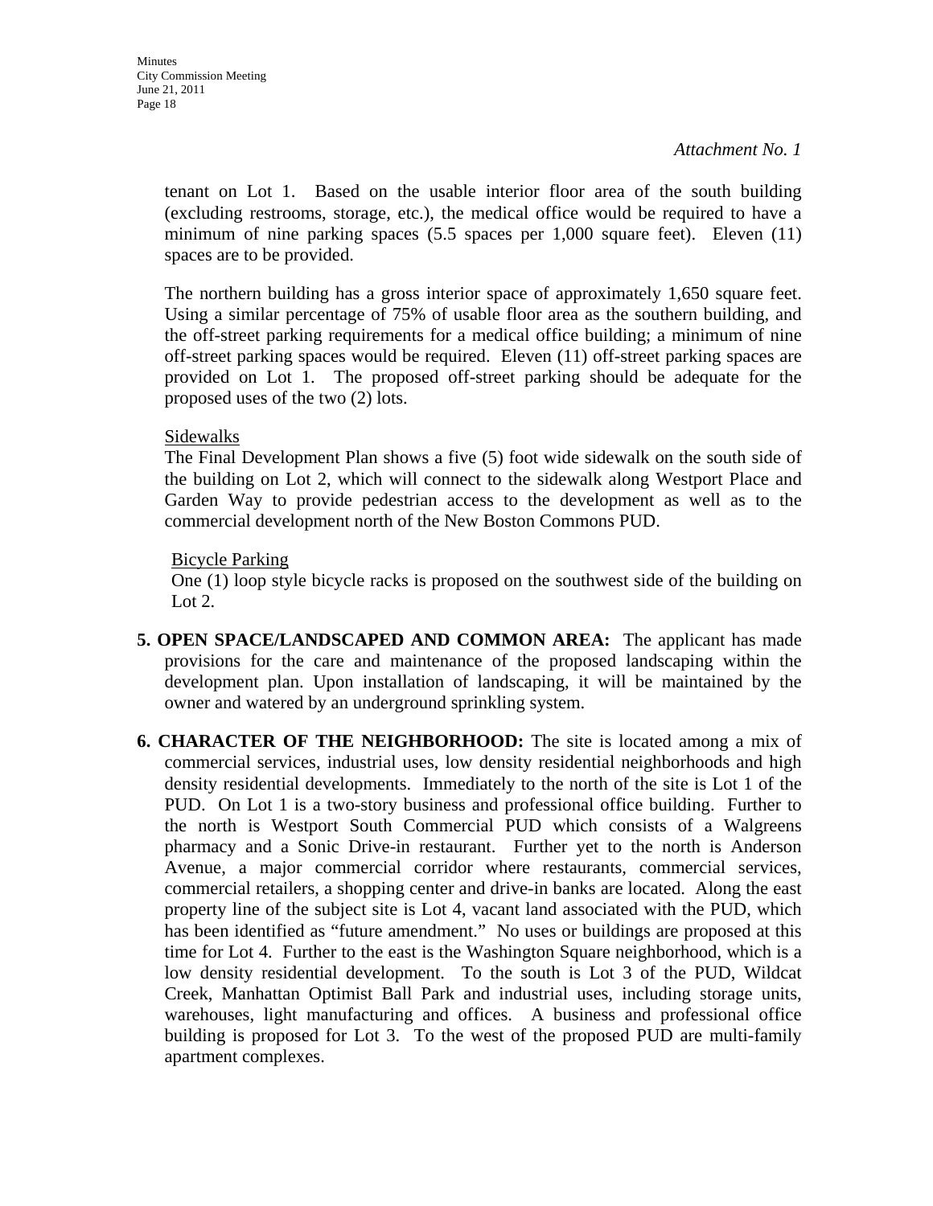*Attachment No. 1*

tenant on Lot 1. Based on the usable interior floor area of the south building (excluding restrooms, storage, etc.), the medical office would be required to have a minimum of nine parking spaces (5.5 spaces per 1,000 square feet). Eleven (11) spaces are to be provided.

The northern building has a gross interior space of approximately 1,650 square feet. Using a similar percentage of 75% of usable floor area as the southern building, and the off-street parking requirements for a medical office building; a minimum of nine off-street parking spaces would be required. Eleven (11) off-street parking spaces are provided on Lot 1. The proposed off-street parking should be adequate for the proposed uses of the two (2) lots.

Sidewalks

The Final Development Plan shows a five (5) foot wide sidewalk on the south side of the building on Lot 2, which will connect to the sidewalk along Westport Place and Garden Way to provide pedestrian access to the development as well as to the commercial development north of the New Boston Commons PUD.

Bicycle Parking

One (1) loop style bicycle racks is proposed on the southwest side of the building on Lot 2.

5. **OPEN SPACE/LANDSCAPED AND COMMON AREA:** The applicant has made provisions for the care and maintenance of the proposed landscaping within the development plan. Upon installation of landscaping, it will be maintained by the owner and watered by an underground sprinkling system.

6. **CHARACTER OF THE NEIGHBORHOOD:** The site is located among a mix of commercial services, industrial uses, low density residential neighborhoods and high density residential developments. Immediately to the north of the site is Lot 1 of the PUD. On Lot 1 is a two-story business and professional office building. Further to the north is Westport South Commercial PUD which consists of a Walgreens pharmacy and a Sonic Drive-in restaurant. Further yet to the north is Anderson Avenue, a major commercial corridor where restaurants, commercial services, commercial retailers, a shopping center and drive-in banks are located. Along the east property line of the subject site is Lot 4, vacant land associated with the PUD, which has been identified as "future amendment." No uses or buildings are proposed at this time for Lot 4. Further to the east is the Washington Square neighborhood, which is a low density residential development. To the south is Lot 3 of the PUD, Wildcat Creek, Manhattan Optimist Ball Park and industrial uses, including storage units, warehouses, light manufacturing and offices. A business and professional office building is proposed for Lot 3. To the west of the proposed PUD are multi-family apartment complexes.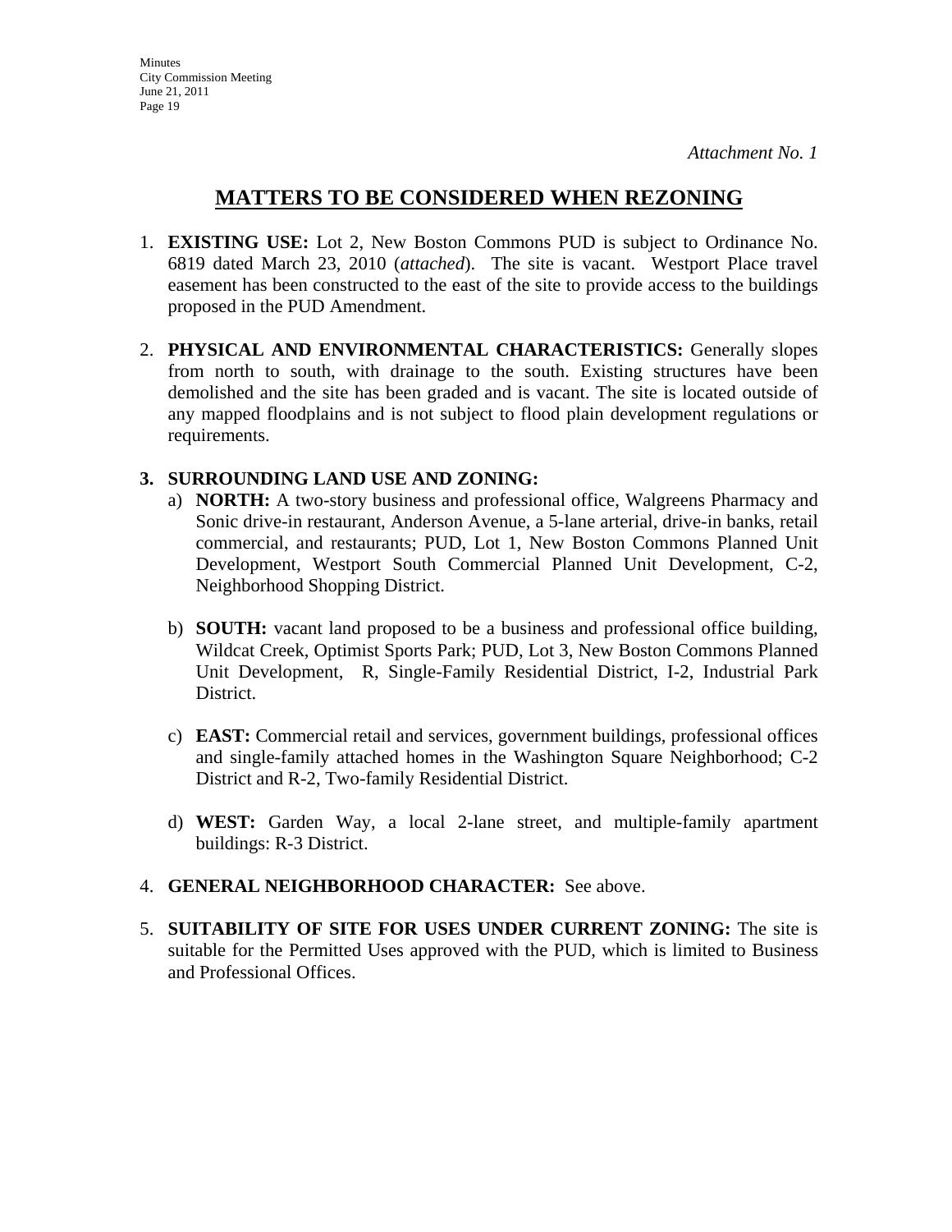*Attachment No. 1*

## MATTERS TO BE CONSIDERED WHEN REZONING

1. **EXISTING USE:** Lot 2, New Boston Commons PUD is subject to Ordinance No. 6819 dated March 23, 2010 (*attached*). The site is vacant. Westport Place travel easement has been constructed to the east of the site to provide access to the buildings proposed in the PUD Amendment.

2. **PHYSICAL AND ENVIRONMENTAL CHARACTERISTICS:** Generally slopes from north to south, with drainage to the south. Existing structures have been demolished and the site has been graded and is vacant. The site is located outside of any mapped floodplains and is not subject to flood plain development regulations or requirements.

3. **SURROUNDING LAND USE AND ZONING:**
   a) **NORTH:** A two-story business and professional office, Walgreens Pharmacy and Sonic drive-in restaurant, Anderson Avenue, a 5-lane arterial, drive-in banks, retail commercial, and restaurants; PUD, Lot 1, New Boston Commons Planned Unit Development, Westport South Commercial Planned Unit Development, C-2, Neighborhood Shopping District.

   b) **SOUTH:** vacant land proposed to be a business and professional office building, Wildcat Creek, Optimist Sports Park; PUD, Lot 3, New Boston Commons Planned Unit Development, R, Single-Family Residential District, I-2, Industrial Park District.

   c) **EAST:** Commercial retail and services, government buildings, professional offices and single-family attached homes in the Washington Square Neighborhood; C-2 District and R-2, Two-family Residential District.

   d) **WEST:** Garden Way, a local 2-lane street, and multiple-family apartment buildings: R-3 District.

4. **GENERAL NEIGHBORHOOD CHARACTER:** See above.

5. **SUITABILITY OF SITE FOR USES UNDER CURRENT ZONING:** The site is suitable for the Permitted Uses approved with the PUD, which is limited to Business and Professional Offices.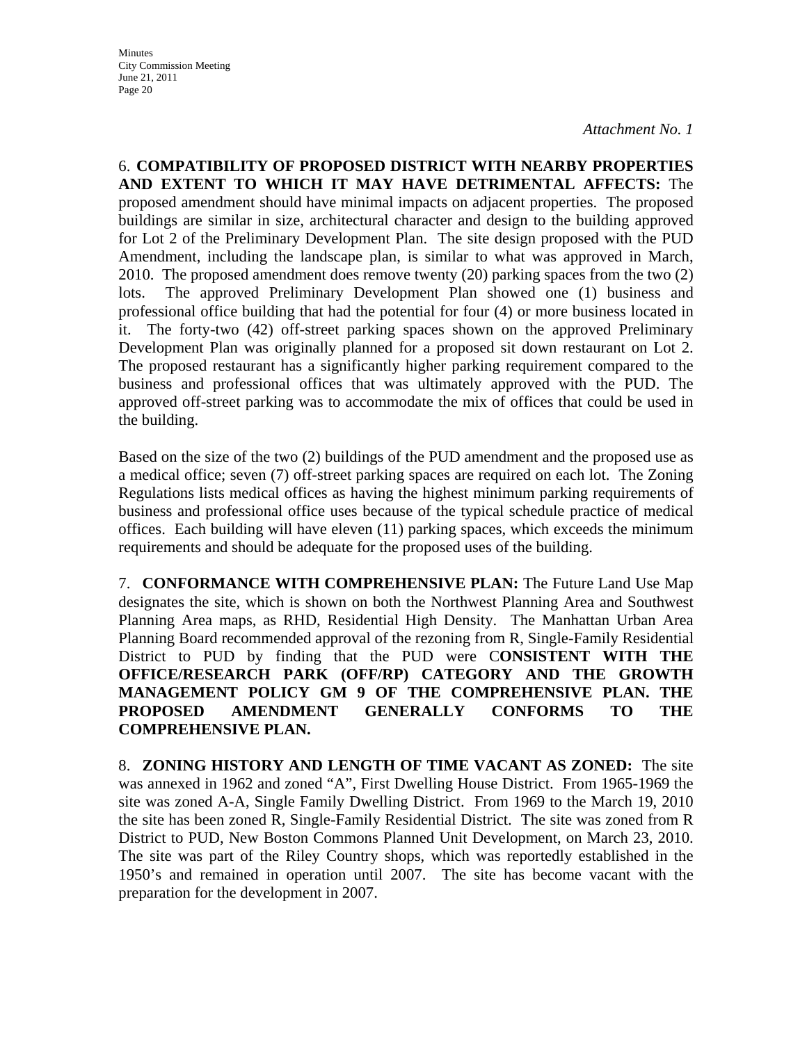*Attachment No. 1*

6. **COMPATIBILITY OF PROPOSED DISTRICT WITH NEARBY PROPERTIES AND EXTENT TO WHICH IT MAY HAVE DETRIMENTAL AFFECTS:** The proposed amendment should have minimal impacts on adjacent properties. The proposed buildings are similar in size, architectural character and design to the building approved for Lot 2 of the Preliminary Development Plan. The site design proposed with the PUD Amendment, including the landscape plan, is similar to what was approved in March, 2010. The proposed amendment does remove twenty (20) parking spaces from the two (2) lots. The approved Preliminary Development Plan showed one (1) business and professional office building that had the potential for four (4) or more business located in it. The forty-two (42) off-street parking spaces shown on the approved Preliminary Development Plan was originally planned for a proposed sit down restaurant on Lot 2. The proposed restaurant has a significantly higher parking requirement compared to the business and professional offices that was ultimately approved with the PUD. The approved off-street parking was to accommodate the mix of offices that could be used in the building.

Based on the size of the two (2) buildings of the PUD amendment and the proposed use as a medical office; seven (7) off-street parking spaces are required on each lot. The Zoning Regulations lists medical offices as having the highest minimum parking requirements of business and professional office uses because of the typical schedule practice of medical offices. Each building will have eleven (11) parking spaces, which exceeds the minimum requirements and should be adequate for the proposed uses of the building.

7. **CONFORMANCE WITH COMPREHENSIVE PLAN:** The Future Land Use Map designates the site, which is shown on both the Northwest Planning Area and Southwest Planning Area maps, as RHD, Residential High Density. The Manhattan Urban Area Planning Board recommended approval of the rezoning from R, Single-Family Residential District to PUD by finding that the PUD were C**ONSISTENT WITH THE OFFICE/RESEARCH PARK (OFF/RP) CATEGORY AND THE GROWTH MANAGEMENT POLICY GM 9 OF THE COMPREHENSIVE PLAN. THE PROPOSED AMENDMENT GENERALLY CONFORMS TO THE COMPREHENSIVE PLAN.**

8. **ZONING HISTORY AND LENGTH OF TIME VACANT AS ZONED:** The site was annexed in 1962 and zoned "A", First Dwelling House District. From 1965-1969 the site was zoned A-A, Single Family Dwelling District. From 1969 to the March 19, 2010 the site has been zoned R, Single-Family Residential District. The site was zoned from R District to PUD, New Boston Commons Planned Unit Development, on March 23, 2010. The site was part of the Riley Country shops, which was reportedly established in the 1950's and remained in operation until 2007. The site has become vacant with the preparation for the development in 2007.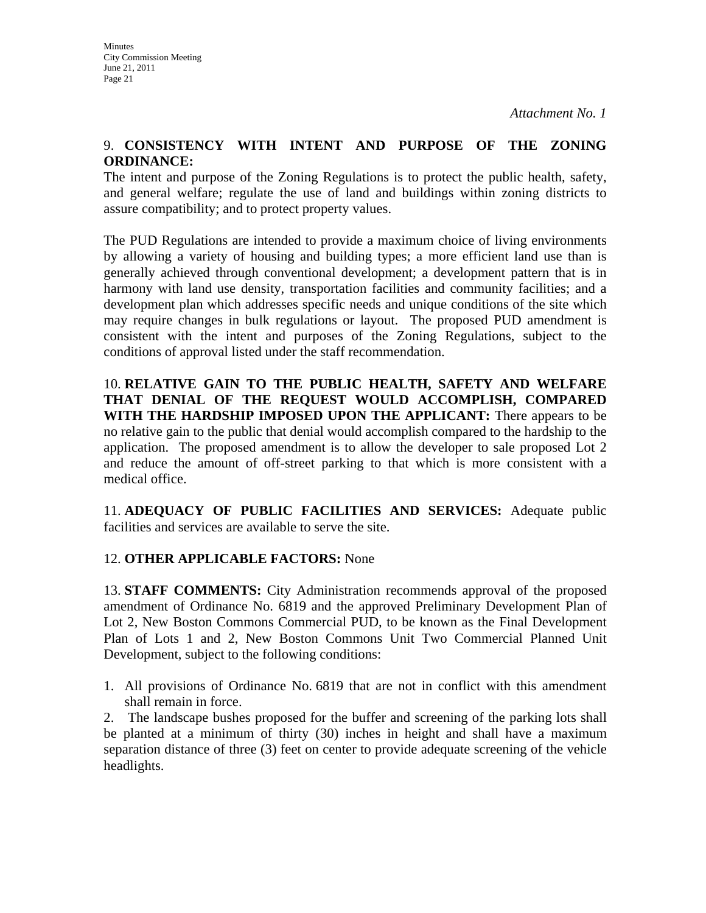*Attachment No. 1*

9. **CONSISTENCY WITH INTENT AND PURPOSE OF THE ZONING ORDINANCE:**
The intent and purpose of the Zoning Regulations is to protect the public health, safety, and general welfare; regulate the use of land and buildings within zoning districts to assure compatibility; and to protect property values.

The PUD Regulations are intended to provide a maximum choice of living environments by allowing a variety of housing and building types; a more efficient land use than is generally achieved through conventional development; a development pattern that is in harmony with land use density, transportation facilities and community facilities; and a development plan which addresses specific needs and unique conditions of the site which may require changes in bulk regulations or layout. The proposed PUD amendment is consistent with the intent and purposes of the Zoning Regulations, subject to the conditions of approval listed under the staff recommendation.

10. **RELATIVE GAIN TO THE PUBLIC HEALTH, SAFETY AND WELFARE THAT DENIAL OF THE REQUEST WOULD ACCOMPLISH, COMPARED WITH THE HARDSHIP IMPOSED UPON THE APPLICANT:** There appears to be no relative gain to the public that denial would accomplish compared to the hardship to the application. The proposed amendment is to allow the developer to sale proposed Lot 2 and reduce the amount of off-street parking to that which is more consistent with a medical office.

11. **ADEQUACY OF PUBLIC FACILITIES AND SERVICES:** Adequate public facilities and services are available to serve the site.

12. **OTHER APPLICABLE FACTORS:** None

13. **STAFF COMMENTS:** City Administration recommends approval of the proposed amendment of Ordinance No. 6819 and the approved Preliminary Development Plan of Lot 2, New Boston Commons Commercial PUD, to be known as the Final Development Plan of Lots 1 and 2, New Boston Commons Unit Two Commercial Planned Unit Development, subject to the following conditions:

1. All provisions of Ordinance No. 6819 that are not in conflict with this amendment shall remain in force.
2. The landscape bushes proposed for the buffer and screening of the parking lots shall be planted at a minimum of thirty (30) inches in height and shall have a maximum separation distance of three (3) feet on center to provide adequate screening of the vehicle headlights.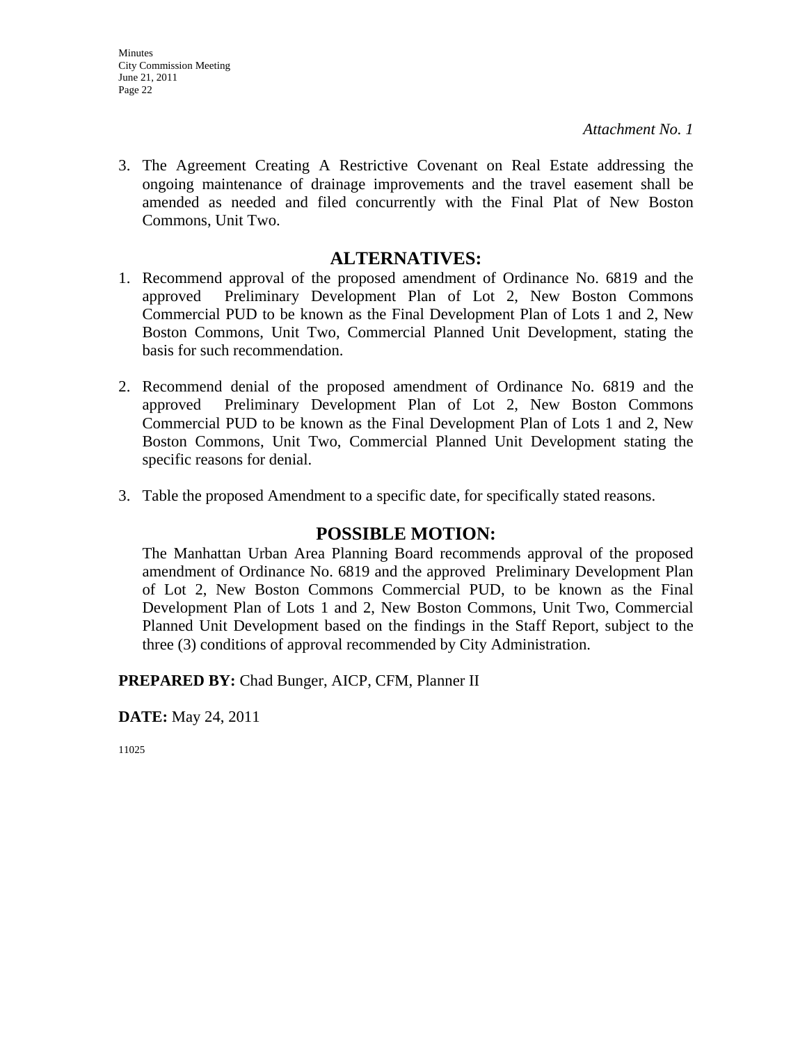*Attachment No. 1*

3. The Agreement Creating A Restrictive Covenant on Real Estate addressing the ongoing maintenance of drainage improvements and the travel easement shall be amended as needed and filed concurrently with the Final Plat of New Boston Commons, Unit Two.

## ALTERNATIVES:

1. Recommend approval of the proposed amendment of Ordinance No. 6819 and the approved Preliminary Development Plan of Lot 2, New Boston Commons Commercial PUD to be known as the Final Development Plan of Lots 1 and 2, New Boston Commons, Unit Two, Commercial Planned Unit Development, stating the basis for such recommendation.

2. Recommend denial of the proposed amendment of Ordinance No. 6819 and the approved Preliminary Development Plan of Lot 2, New Boston Commons Commercial PUD to be known as the Final Development Plan of Lots 1 and 2, New Boston Commons, Unit Two, Commercial Planned Unit Development stating the specific reasons for denial.

3. Table the proposed Amendment to a specific date, for specifically stated reasons.

## POSSIBLE MOTION:

The Manhattan Urban Area Planning Board recommends approval of the proposed amendment of Ordinance No. 6819 and the approved Preliminary Development Plan of Lot 2, New Boston Commons Commercial PUD, to be known as the Final Development Plan of Lots 1 and 2, New Boston Commons, Unit Two, Commercial Planned Unit Development based on the findings in the Staff Report, subject to the three (3) conditions of approval recommended by City Administration.

**PREPARED BY:** Chad Bunger, AICP, CFM, Planner II

**DATE:** May 24, 2011

11025